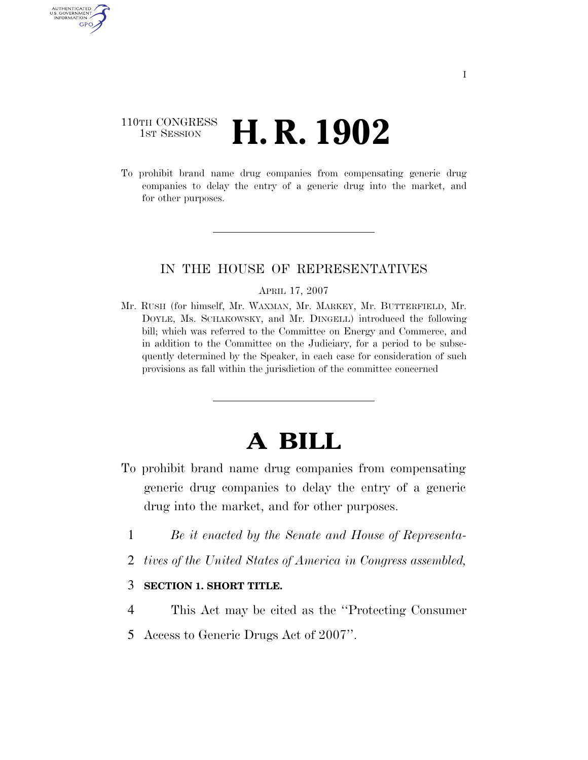110TH CONGRESS
1ST SESSION

# H. R. 1902

To prohibit brand name drug companies from compensating generic drug companies to delay the entry of a generic drug into the market, and for other purposes.

---

IN THE HOUSE OF REPRESENTATIVES

APRIL 17, 2007

Mr. RUSH (for himself, Mr. WAXMAN, Mr. MARKEY, Mr. BUTTERFIELD, Mr. DOYLE, Ms. SCHAKOWSKY, and Mr. DINGELL) introduced the following bill; which was referred to the Committee on Energy and Commerce, and in addition to the Committee on the Judiciary, for a period to be subsequently determined by the Speaker, in each case for consideration of such provisions as fall within the jurisdiction of the committee concerned

---

# A BILL

To prohibit brand name drug companies from compensating generic drug companies to delay the entry of a generic drug into the market, and for other purposes.

1 *Be it enacted by the Senate and House of Representa-*
2 *tives of the United States of America in Congress assembled,*

3 **SECTION 1. SHORT TITLE.**

4 This Act may be cited as the "Protecting Consumer
5 Access to Generic Drugs Act of 2007".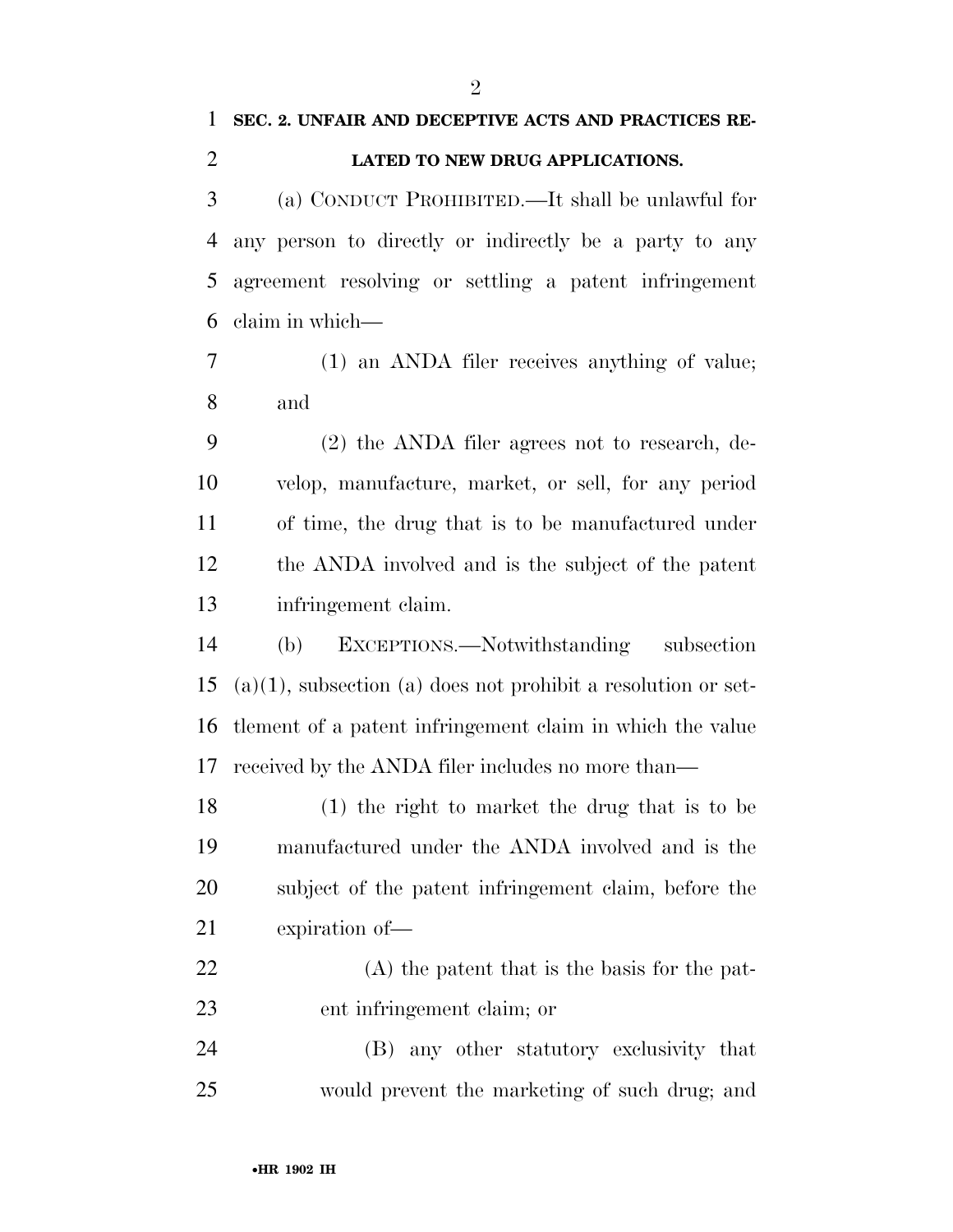## SEC. 2. UNFAIR AND DECEPTIVE ACTS AND PRACTICES RELATED TO NEW DRUG APPLICATIONS.

(a) CONDUCT PROHIBITED.—It shall be unlawful for any person to directly or indirectly be a party to any agreement resolving or settling a patent infringement claim in which—

(1) an ANDA filer receives anything of value; and

(2) the ANDA filer agrees not to research, develop, manufacture, market, or sell, for any period of time, the drug that is to be manufactured under the ANDA involved and is the subject of the patent infringement claim.

(b) EXCEPTIONS.—Notwithstanding subsection (a)(1), subsection (a) does not prohibit a resolution or settlement of a patent infringement claim in which the value received by the ANDA filer includes no more than—

(1) the right to market the drug that is to be manufactured under the ANDA involved and is the subject of the patent infringement claim, before the expiration of—

(A) the patent that is the basis for the patent infringement claim; or

(B) any other statutory exclusivity that would prevent the marketing of such drug; and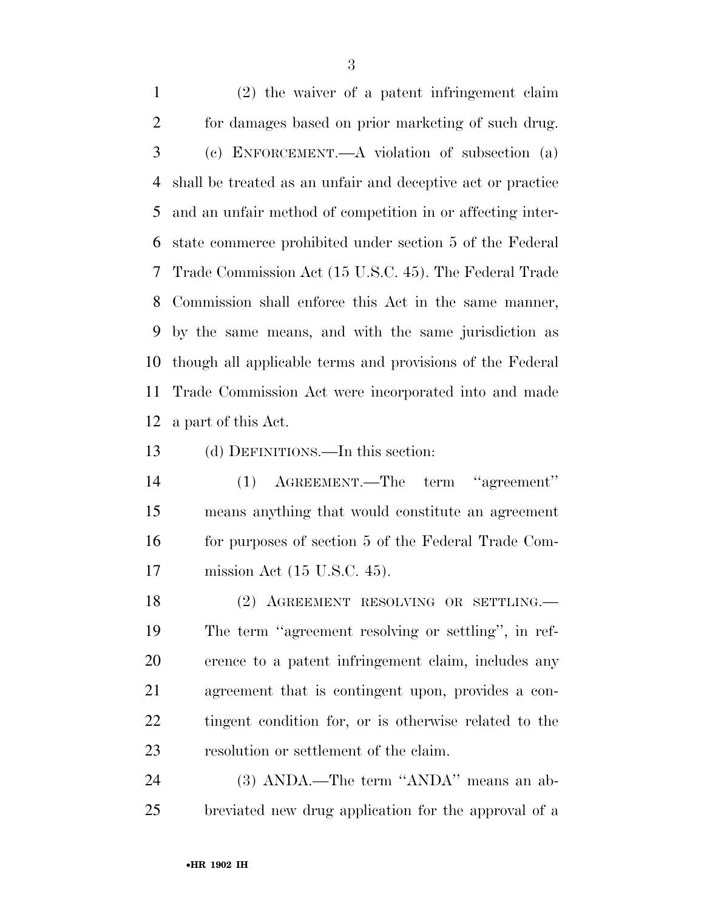(2) the waiver of a patent infringement claim for damages based on prior marketing of such drug.

(c) ENFORCEMENT.—A violation of subsection (a) shall be treated as an unfair and deceptive act or practice and an unfair method of competition in or affecting interstate commerce prohibited under section 5 of the Federal Trade Commission Act (15 U.S.C. 45). The Federal Trade Commission shall enforce this Act in the same manner, by the same means, and with the same jurisdiction as though all applicable terms and provisions of the Federal Trade Commission Act were incorporated into and made a part of this Act.

(d) DEFINITIONS.—In this section:

(1) AGREEMENT.—The term ''agreement'' means anything that would constitute an agreement for purposes of section 5 of the Federal Trade Commission Act (15 U.S.C. 45).

(2) AGREEMENT RESOLVING OR SETTLING.— The term ''agreement resolving or settling'', in reference to a patent infringement claim, includes any agreement that is contingent upon, provides a contingent condition for, or is otherwise related to the resolution or settlement of the claim.

(3) ANDA.—The term ''ANDA'' means an abbreviated new drug application for the approval of a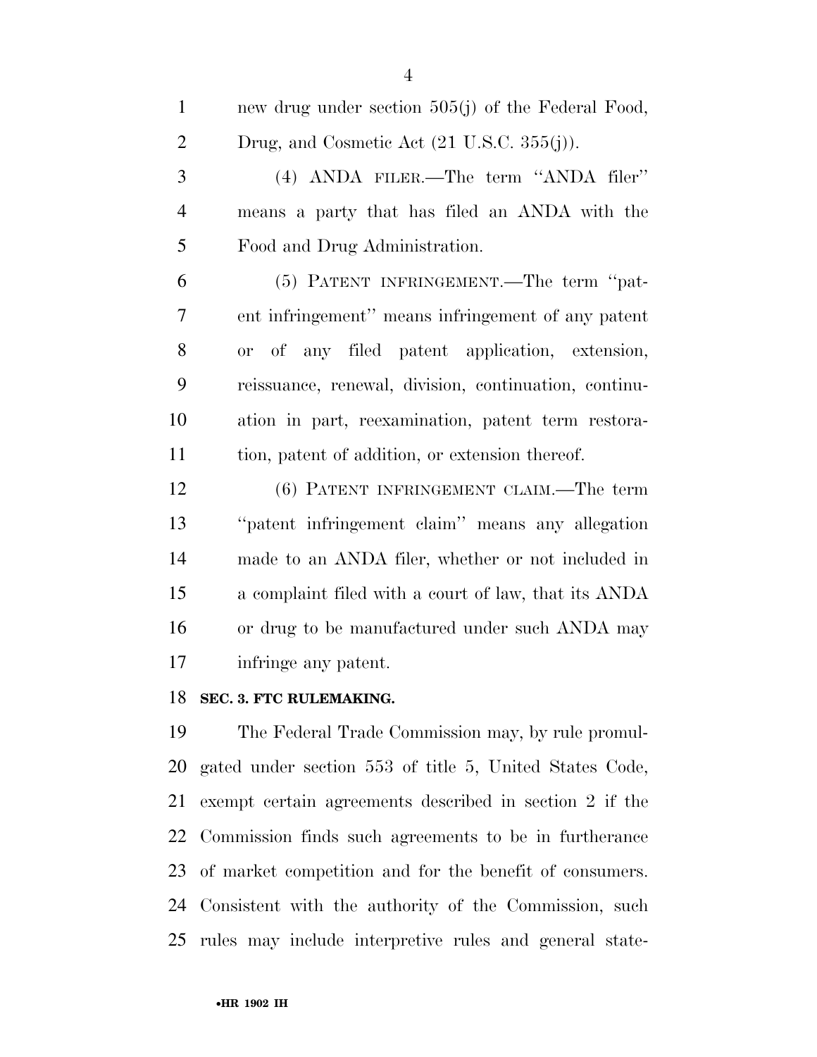new drug under section 505(j) of the Federal Food, Drug, and Cosmetic Act (21 U.S.C. 355(j)).

(4) ANDA FILER.—The term ''ANDA filer'' means a party that has filed an ANDA with the Food and Drug Administration.

(5) PATENT INFRINGEMENT.—The term ''patent infringement'' means infringement of any patent or of any filed patent application, extension, reissuance, renewal, division, continuation, continuation in part, reexamination, patent term restoration, patent of addition, or extension thereof.

(6) PATENT INFRINGEMENT CLAIM.—The term ''patent infringement claim'' means any allegation made to an ANDA filer, whether or not included in a complaint filed with a court of law, that its ANDA or drug to be manufactured under such ANDA may infringe any patent.

**SEC. 3. FTC RULEMAKING.**

The Federal Trade Commission may, by rule promulgated under section 553 of title 5, United States Code, exempt certain agreements described in section 2 if the Commission finds such agreements to be in furtherance of market competition and for the benefit of consumers. Consistent with the authority of the Commission, such rules may include interpretive rules and general state-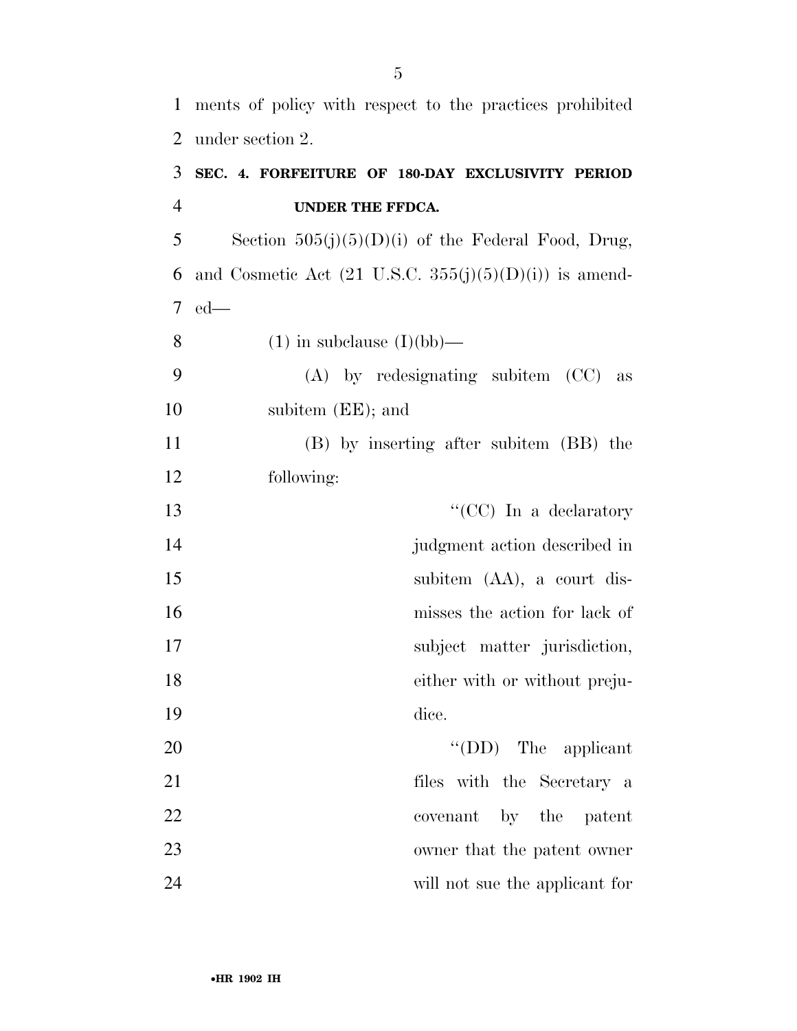ments of policy with respect to the practices prohibited under section 2.

### SEC. 4. FORFEITURE OF 180-DAY EXCLUSIVITY PERIOD UNDER THE FFDCA.

Section 505(j)(5)(D)(i) of the Federal Food, Drug, and Cosmetic Act (21 U.S.C. 355(j)(5)(D)(i)) is amended—

(1) in subclause (I)(bb)—

(A) by redesignating subitem (CC) as subitem (EE); and

(B) by inserting after subitem (BB) the following:

"(CC) In a declaratory judgment action described in subitem (AA), a court dismisses the action for lack of subject matter jurisdiction, either with or without prejudice.

"(DD) The applicant files with the Secretary a covenant by the patent owner that the patent owner will not sue the applicant for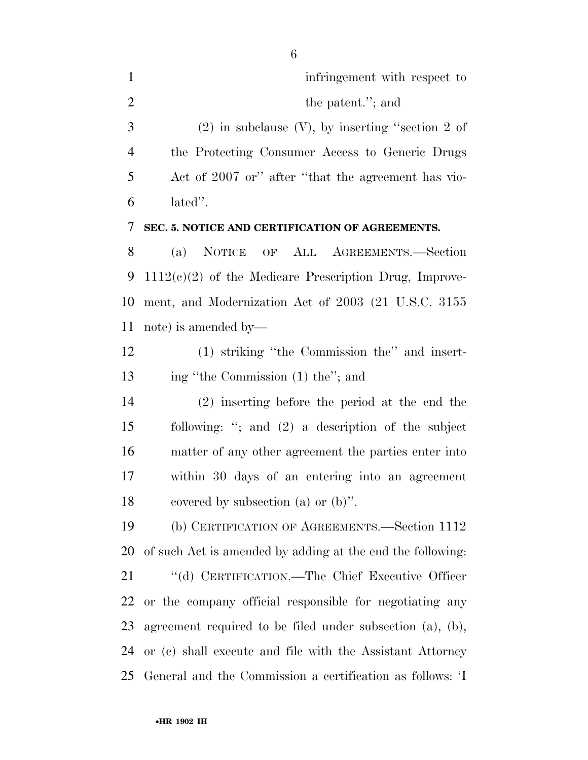infringement with respect to the patent.''; and

(2) in subclause (V), by inserting ''section 2 of the Protecting Consumer Access to Generic Drugs Act of 2007 or'' after ''that the agreement has violated''.

**SEC. 5. NOTICE AND CERTIFICATION OF AGREEMENTS.**

(a) NOTICE OF ALL AGREEMENTS.—Section 1112(c)(2) of the Medicare Prescription Drug, Improvement, and Modernization Act of 2003 (21 U.S.C. 3155 note) is amended by—

(1) striking ''the Commission the'' and inserting ''the Commission (1) the''; and

(2) inserting before the period at the end the following: ''; and (2) a description of the subject matter of any other agreement the parties enter into within 30 days of an entering into an agreement covered by subsection (a) or (b)''.

(b) CERTIFICATION OF AGREEMENTS.—Section 1112 of such Act is amended by adding at the end the following:

''(d) CERTIFICATION.—The Chief Executive Officer or the company official responsible for negotiating any agreement required to be filed under subsection (a), (b), or (c) shall execute and file with the Assistant Attorney General and the Commission a certification as follows: 'I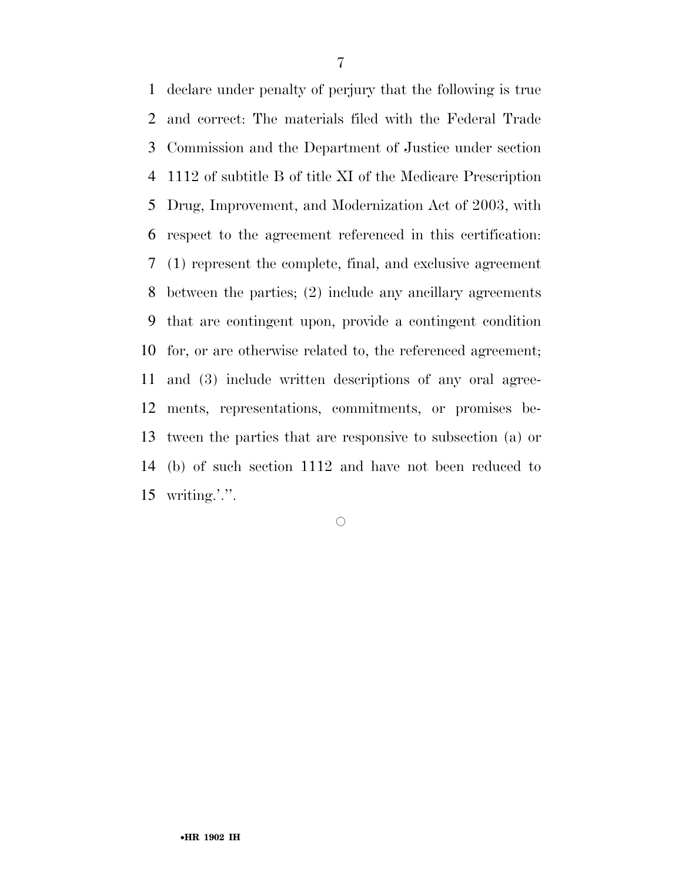declare under penalty of perjury that the following is true and correct: The materials filed with the Federal Trade Commission and the Department of Justice under section 1112 of subtitle B of title XI of the Medicare Prescription Drug, Improvement, and Modernization Act of 2003, with respect to the agreement referenced in this certification: (1) represent the complete, final, and exclusive agreement between the parties; (2) include any ancillary agreements that are contingent upon, provide a contingent condition for, or are otherwise related to, the referenced agreement; and (3) include written descriptions of any oral agreements, representations, commitments, or promises between the parties that are responsive to subsection (a) or (b) of such section 1112 and have not been reduced to writing.'.''.

○